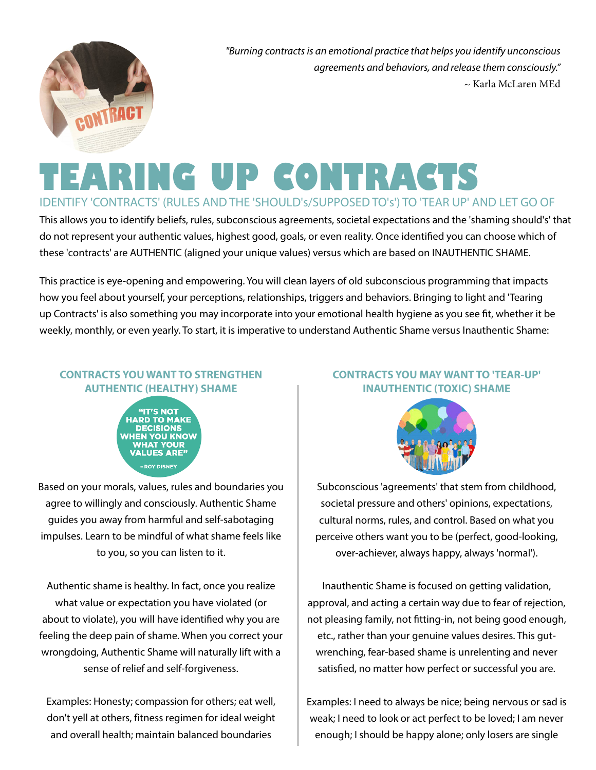*"Burning contracts is an emotional practice that helps you identify unconscious agreements and behaviors, and release them consciously."*
~ Karla McLaren MEd

# TEARING UP CONTRACTS

## IDENTIFY 'CONTRACTS' (RULES AND THE 'SHOULD's/SUPPOSED TO's') TO 'TEAR UP' AND LET GO OF

This allows you to identify beliefs, rules, subconscious agreements, societal expectations and the 'shaming should's' that do not represent your authentic values, highest good, goals, or even reality. Once identified you can choose which of these 'contracts' are AUTHENTIC (aligned your unique values) versus which are based on INAUTHENTIC SHAME.

This practice is eye-opening and empowering. You will clean layers of old subconscious programming that impacts how you feel about yourself, your perceptions, relationships, triggers and behaviors. Bringing to light and 'Tearing up Contracts' is also something you may incorporate into your emotional health hygiene as you see fit, whether it be weekly, monthly, or even yearly. To start, it is imperative to understand Authentic Shame versus Inauthentic Shame:

### CONTRACTS YOU WANT TO STRENGTHEN AUTHENTIC (HEALTHY) SHAME

"IT'S NOT HARD TO MAKE DECISIONS WHEN YOU KNOW WHAT YOUR VALUES ARE"
– ROY DISNEY

Based on your morals, values, rules and boundaries you agree to willingly and consciously. Authentic Shame guides you away from harmful and self-sabotaging impulses. Learn to be mindful of what shame feels like to you, so you can listen to it.

Authentic shame is healthy. In fact, once you realize what value or expectation you have violated (or about to violate), you will have identified why you are feeling the deep pain of shame. When you correct your wrongdoing, Authentic Shame will naturally lift with a sense of relief and self-forgiveness.

Examples: Honesty; compassion for others; eat well, don't yell at others, fitness regimen for ideal weight and overall health; maintain balanced boundaries

### CONTRACTS YOU MAY WANT TO 'TEAR-UP' INAUTHENTIC (TOXIC) SHAME

Subconscious 'agreements' that stem from childhood, societal pressure and others' opinions, expectations, cultural norms, rules, and control. Based on what you perceive others want you to be (perfect, good-looking, over-achiever, always happy, always 'normal').

Inauthentic Shame is focused on getting validation, approval, and acting a certain way due to fear of rejection, not pleasing family, not fitting-in, not being good enough, etc., rather than your genuine values desires. This gut-wrenching, fear-based shame is unrelenting and never satisfied, no matter how perfect or successful you are.

Examples: I need to always be nice; being nervous or sad is weak; I need to look or act perfect to be loved; I am never enough; I should be happy alone; only losers are single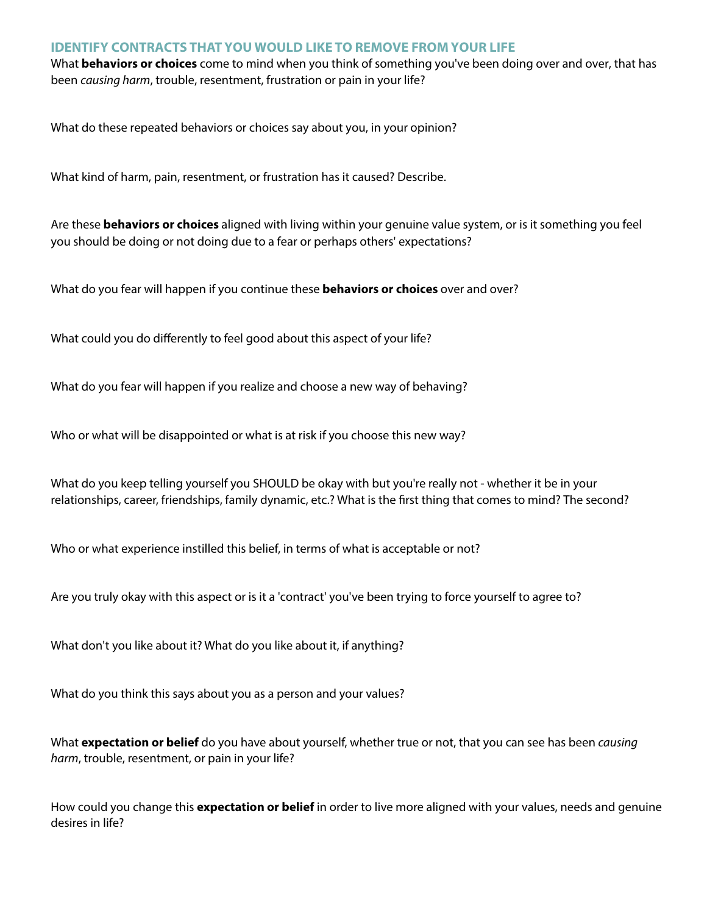## IDENTIFY CONTRACTS THAT YOU WOULD LIKE TO REMOVE FROM YOUR LIFE

What **behaviors or choices** come to mind when you think of something you've been doing over and over, that has been *causing harm*, trouble, resentment, frustration or pain in your life?

What do these repeated behaviors or choices say about you, in your opinion?

What kind of harm, pain, resentment, or frustration has it caused? Describe.

Are these **behaviors or choices** aligned with living within your genuine value system, or is it something you feel you should be doing or not doing due to a fear or perhaps others' expectations?

What do you fear will happen if you continue these **behaviors or choices** over and over?

What could you do differently to feel good about this aspect of your life?

What do you fear will happen if you realize and choose a new way of behaving?

Who or what will be disappointed or what is at risk if you choose this new way?

What do you keep telling yourself you SHOULD be okay with but you're really not - whether it be in your relationships, career, friendships, family dynamic, etc.? What is the first thing that comes to mind? The second?

Who or what experience instilled this belief, in terms of what is acceptable or not?

Are you truly okay with this aspect or is it a 'contract' you've been trying to force yourself to agree to?

What don't you like about it? What do you like about it, if anything?

What do you think this says about you as a person and your values?

What **expectation or belief** do you have about yourself, whether true or not, that you can see has been *causing harm*, trouble, resentment, or pain in your life?

How could you change this **expectation or belief** in order to live more aligned with your values, needs and genuine desires in life?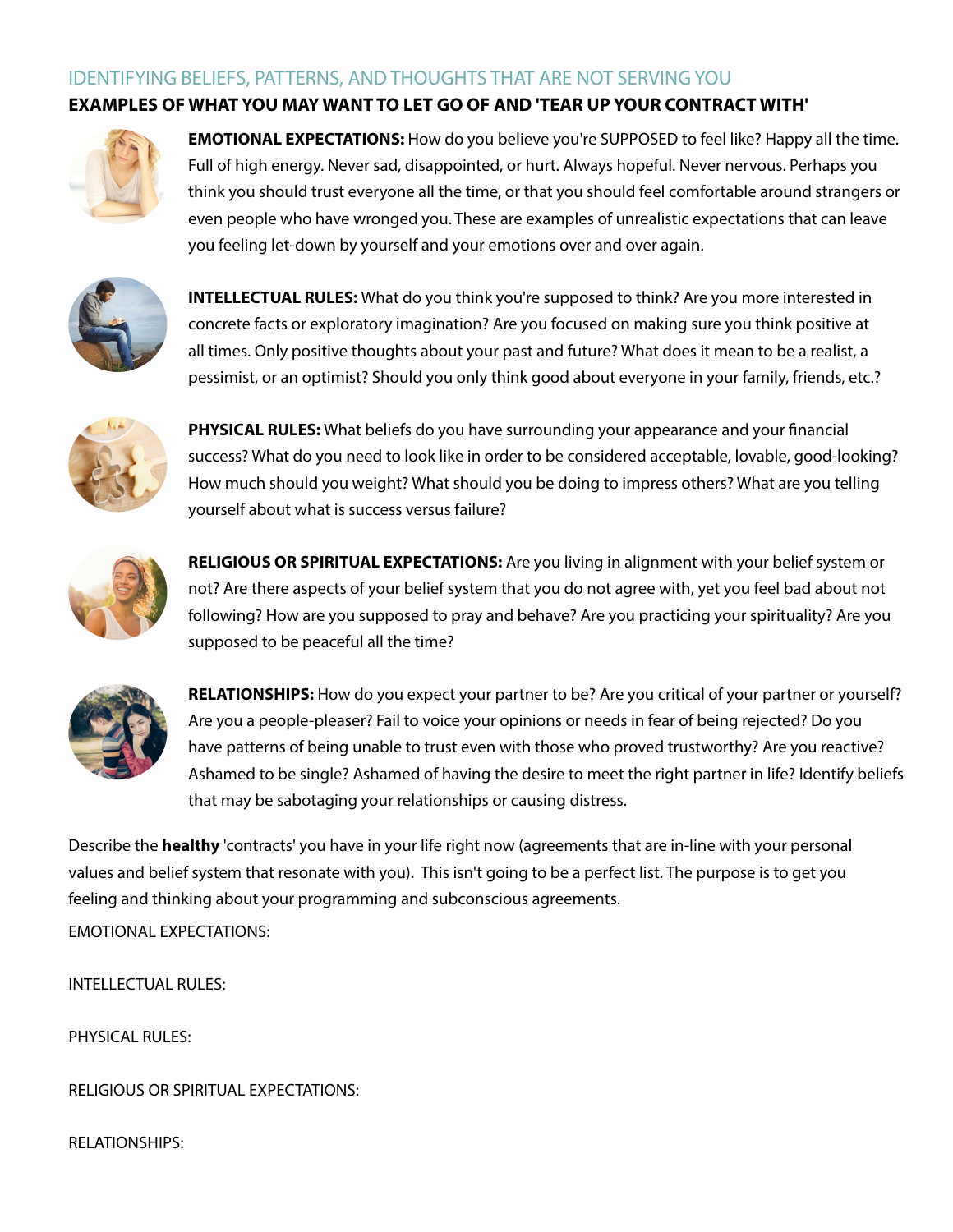## IDENTIFYING BELIEFS, PATTERNS, AND THOUGHTS THAT ARE NOT SERVING YOU

### EXAMPLES OF WHAT YOU MAY WANT TO LET GO OF AND 'TEAR UP YOUR CONTRACT WITH'

**EMOTIONAL EXPECTATIONS:** How do you believe you're SUPPOSED to feel like? Happy all the time. Full of high energy. Never sad, disappointed, or hurt. Always hopeful. Never nervous. Perhaps you think you should trust everyone all the time, or that you should feel comfortable around strangers or even people who have wronged you. These are examples of unrealistic expectations that can leave you feeling let-down by yourself and your emotions over and over again.

**INTELLECTUAL RULES:** What do you think you're supposed to think? Are you more interested in concrete facts or exploratory imagination? Are you focused on making sure you think positive at all times. Only positive thoughts about your past and future? What does it mean to be a realist, a pessimist, or an optimist? Should you only think good about everyone in your family, friends, etc.?

**PHYSICAL RULES:** What beliefs do you have surrounding your appearance and your financial success? What do you need to look like in order to be considered acceptable, lovable, good-looking? How much should you weight? What should you be doing to impress others? What are you telling yourself about what is success versus failure?

**RELIGIOUS OR SPIRITUAL EXPECTATIONS:** Are you living in alignment with your belief system or not? Are there aspects of your belief system that you do not agree with, yet you feel bad about not following? How are you supposed to pray and behave? Are you practicing your spirituality? Are you supposed to be peaceful all the time?

**RELATIONSHIPS:** How do you expect your partner to be? Are you critical of your partner or yourself? Are you a people-pleaser? Fail to voice your opinions or needs in fear of being rejected? Do you have patterns of being unable to trust even with those who proved trustworthy? Are you reactive? Ashamed to be single? Ashamed of having the desire to meet the right partner in life? Identify beliefs that may be sabotaging your relationships or causing distress.

Describe the **healthy** 'contracts' you have in your life right now (agreements that are in-line with your personal values and belief system that resonate with you). This isn't going to be a perfect list. The purpose is to get you feeling and thinking about your programming and subconscious agreements.

EMOTIONAL EXPECTATIONS:

INTELLECTUAL RULES:

PHYSICAL RULES:

RELIGIOUS OR SPIRITUAL EXPECTATIONS:

RELATIONSHIPS: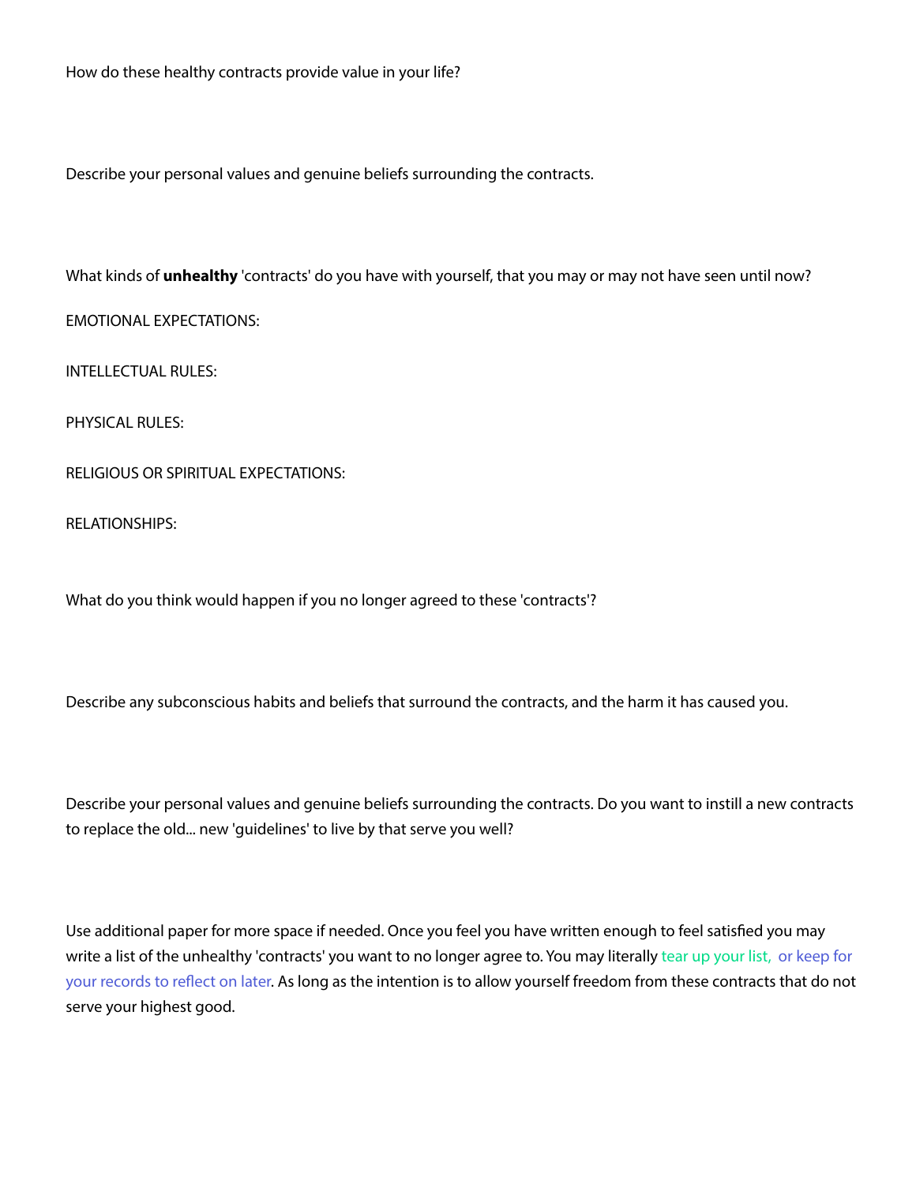How do these healthy contracts provide value in your life?

Describe your personal values and genuine beliefs surrounding the contracts.

What kinds of **unhealthy** 'contracts' do you have with yourself, that you may or may not have seen until now?

EMOTIONAL EXPECTATIONS:

INTELLECTUAL RULES:

PHYSICAL RULES:

RELIGIOUS OR SPIRITUAL EXPECTATIONS:

RELATIONSHIPS:

What do you think would happen if you no longer agreed to these 'contracts'?

Describe any subconscious habits and beliefs that surround the contracts, and the harm it has caused you.

Describe your personal values and genuine beliefs surrounding the contracts. Do you want to instill a new contracts to replace the old... new 'guidelines' to live by that serve you well?

Use additional paper for more space if needed. Once you feel you have written enough to feel satisfied you may write a list of the unhealthy 'contracts' you want to no longer agree to. You may literally tear up your list, or keep for your records to reflect on later. As long as the intention is to allow yourself freedom from these contracts that do not serve your highest good.